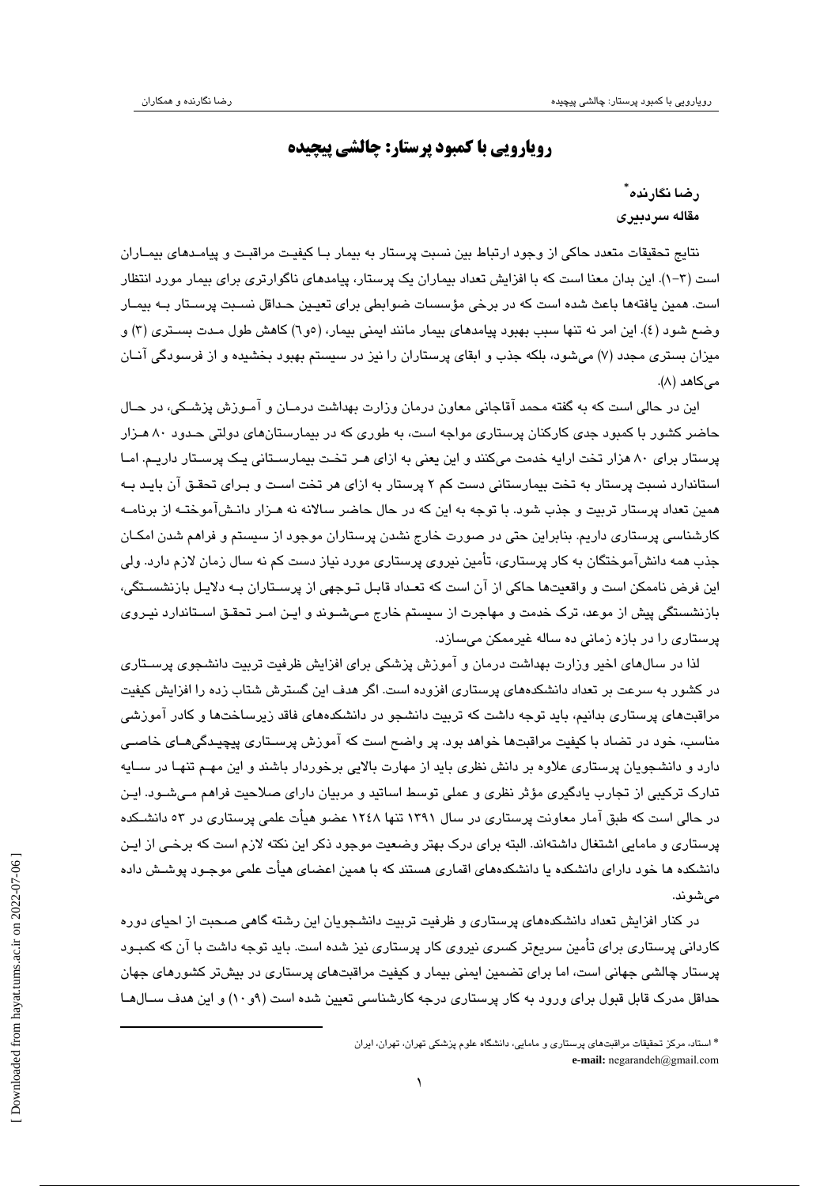# رویارویی با کمبود پرستار: چالشی پیچیده

**رضا نگارنده***

**مقاله سردبیری**

نتایج تحقیقات متعدد حاکی از وجود ارتباط بین نسبت پرستار به بیمار با کیفیت مراقبت و پیامدهای بیماران است (۳-۱). این بدان معنا است که با افزایش تعداد بیماران یک پرستار، پیامدهای ناگوارتری برای بیمار مورد انتظار است. همین یافته‌ها باعث شده است که در برخی مؤسسات ضوابطی برای تعیین حداقل نسبت پرستار به بیمار وضع شود (٤). این امر نه تنها سبب بهبود پیامدهای بیمار مانند ایمنی بیمار، (٥و٦) کاهش طول مدت بستری (۳) و میزان بستری مجدد (۷) می‌شود، بلکه جذب و ابقای پرستاران را نیز در سیستم بهبود بخشیده و از فرسودگی آنان می‌کاهد (۸).

این در حالی است که به گفته محمد آقاجانی معاون درمان وزارت بهداشت درمان و آموزش پزشکی، در حال حاضر کشور با کمبود جدی کارکنان پرستاری مواجه است، به طوری که در بیمارستان‌های دولتی حدود ۸۰ هزار پرستار برای ۸۰ هزار تخت ارایه خدمت می‌کنند و این یعنی به ازای هر تخت بیمارستانی یک پرستار داریم. اما استاندارد نسبت پرستار به تخت بیمارستانی دست کم ۲ پرستار به ازای هر تخت است و برای تحقق آن باید به همین تعداد پرستار تربیت و جذب شود. با توجه به این که در حال حاضر سالانه نه هزار دانش‌آموخته از برنامه کارشناسی پرستاری داریم. بنابراین حتی در صورت خارج نشدن پرستاران موجود از سیستم و فراهم شدن امکان جذب همه دانش‌آموختگان به کار پرستاری، تأمین نیروی پرستاری مورد نیاز دست کم نه سال زمان لازم دارد. ولی این فرض ناممکن است و واقعیت‌ها حاکی از آن است که تعداد قابل توجهی از پرستاران به دلایل بازنشستگی، بازنشستگی پیش از موعد، ترک خدمت و مهاجرت از سیستم خارج می‌شوند و این امر تحقق استاندارد نیروی پرستاری را در بازه زمانی ده ساله غیرممکن می‌سازد.

لذا در سال‌های اخیر وزارت بهداشت درمان و آموزش پزشکی برای افزایش ظرفیت تربیت دانشجوی پرستاری در کشور به سرعت بر تعداد دانشکده‌های پرستاری افزوده است. اگر هدف این گسترش شتاب زده را افزایش کیفیت مراقبت‌های پرستاری بدانیم، باید توجه داشت که تربیت دانشجو در دانشکده‌های فاقد زیرساخت‌ها و کادر آموزشی مناسب، خود در تضاد با کیفیت مراقبت‌ها خواهد بود. پر واضح است که آموزش پرستاری پیچیدگی‌های خاصی دارد و دانشجویان پرستاری علاوه بر دانش نظری باید از مهارت بالایی برخوردار باشند و این مهم تنها در سایه تدارک ترکیبی از تجارب یادگیری مؤثر نظری و عملی توسط اساتید و مربیان دارای صلاحیت فراهم می‌شود. این در حالی است که طبق آمار معاونت پرستاری در سال ۱۳۹۱ تنها ۱۲٤۸ عضو هیأت علمی پرستاری در ٥۳ دانشکده پرستاری و مامایی اشتغال داشته‌اند. البته برای درک بهتر وضعیت موجود ذکر این نکته لازم است که برخی از این دانشکده ها خود دارای دانشکده یا دانشکده‌های اقماری هستند که با همین اعضای هیأت علمی موجود پوشش داده می‌شوند.

در کنار افزایش تعداد دانشکده‌های پرستاری و ظرفیت تربیت دانشجویان این رشته گاهی صحبت از احیای دوره کاردانی پرستاری برای تأمین سریع‌تر کسری نیروی کار پرستاری نیز شده است. باید توجه داشت با آن که کمبود پرستار چالشی جهانی است، اما برای تضمین ایمنی بیمار و کیفیت مراقبت‌های پرستاری در بیشتر کشورهای جهان حداقل مدرک قابل قبول برای ورود به کار پرستاری درجه کارشناسی تعیین شده است (۹و۱۰) و این هدف سال‌ها

---

* استاد، مرکز تحقیقات مراقبت‌های پرستاری و مامایی، دانشگاه علوم پزشکی تهران، تهران، ایران

**e-mail:** negarandeh@gmail.com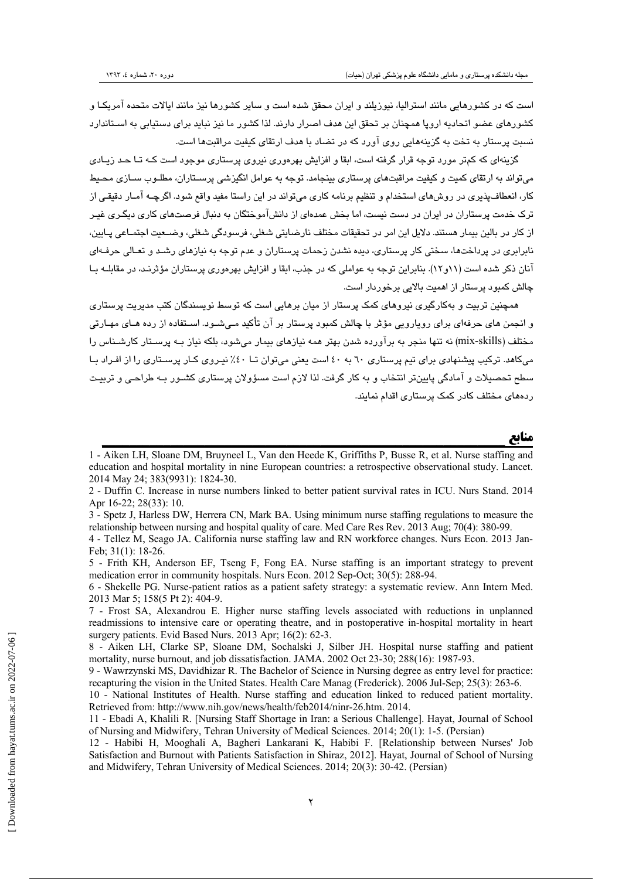است که در کشورهایی مانند استرالیا، نیوزیلند و ایران محقق شده است و سایر کشورها نیز مانند ایالات متحده آمریکا و کشورهای عضو اتحادیه اروپا همچنان بر تحقق این هدف اصرار دارند. لذا کشور ما نیز نباید برای دستیابی به استاندارد نسبت پرستار به تخت به گزینه‌هایی روی آورد که در تضاد با هدف ارتقای کیفیت مراقبت‌ها است.

گزینه‌ای که کم‌تر مورد توجه قرار گرفته است، ابقا و افزایش بهره‌وری نیروی پرستاری موجود است که تا حد زیادی می‌تواند به ارتقای کمیت و کیفیت مراقبت‌های پرستاری بینجامد. توجه به عوامل انگیزشی پرستاران، مطلوب سازی محیط کار، انعطاف‌پذیری در روش‌های استخدام و تنظیم برنامه کاری می‌تواند در این راستا مفید واقع شود. اگرچه آمار دقیقی از ترک خدمت پرستاران در ایران در دست نیست، اما بخش عمده‌ای از دانش‌آموختگان به دنبال فرصت‌های کاری دیگری غیر از کار در بالین بیمار هستند. دلایل این امر در تحقیقات مختلف نارضایتی شغلی، فرسودگی شغلی، وضعیت اجتماعی پایین، نابرابری در پرداخت‌ها، سختی کار پرستاری، دیده نشدن زحمات پرستاران و عدم توجه به نیازهای رشد و تعالی حرفه‌ای آنان ذکر شده است (۱۱و۱۲). بنابراین توجه به عواملی که در جذب، ابقا و افزایش بهره‌وری پرستاران مؤثرند، در مقابله با چالش کمبود پرستار از اهمیت بالایی برخوردار است.

همچنین تربیت و به‌کارگیری نیروهای کمک پرستار از میان برهایی است که توسط نویسندگان کتب مدیریت پرستاری و انجمن های حرفه‌ای برای رویارویی مؤثر با چالش کمبود پرستار بر آن تأکید می‌شود. استفاده از رده های مهارتی مختلف (mix-skills) نه تنها منجر به برآورده شدن بهتر همه نیازهای بیمار می‌شود، بلکه نیاز به پرستار کارشناس را می‌کاهد. ترکیب پیشنهادی برای تیم پرستاری ٦٠ به ٤٠ است یعنی می‌توان تا ٤٠٪ نیروی کار پرستاری را از افراد با سطح تحصیلات و آمادگی پایین‌تر انتخاب و به کار گرفت. لذا لازم است مسؤولان پرستاری کشور به طراحی و تربیت رده‌های مختلف کادر کمک پرستاری اقدام نمایند.

## منابع

1 - Aiken LH, Sloane DM, Bruyneel L, Van den Heede K, Griffiths P, Busse R, et al. Nurse staffing and education and hospital mortality in nine European countries: a retrospective observational study. Lancet. 2014 May 24; 383(9931): 1824-30.

2 - Duffin C. Increase in nurse numbers linked to better patient survival rates in ICU. Nurs Stand. 2014 Apr 16-22; 28(33): 10.

3 - Spetz J, Harless DW, Herrera CN, Mark BA. Using minimum nurse staffing regulations to measure the relationship between nursing and hospital quality of care. Med Care Res Rev. 2013 Aug; 70(4): 380-99.

4 - Tellez M, Seago JA. California nurse staffing law and RN workforce changes. Nurs Econ. 2013 Jan-Feb; 31(1): 18-26.

5 - Frith KH, Anderson EF, Tseng F, Fong EA. Nurse staffing is an important strategy to prevent medication error in community hospitals. Nurs Econ. 2012 Sep-Oct; 30(5): 288-94.

6 - Shekelle PG. Nurse-patient ratios as a patient safety strategy: a systematic review. Ann Intern Med. 2013 Mar 5; 158(5 Pt 2): 404-9.

7 - Frost SA, Alexandrou E. Higher nurse staffing levels associated with reductions in unplanned readmissions to intensive care or operating theatre, and in postoperative in-hospital mortality in heart surgery patients. Evid Based Nurs. 2013 Apr; 16(2): 62-3.

8 - Aiken LH, Clarke SP, Sloane DM, Sochalski J, Silber JH. Hospital nurse staffing and patient mortality, nurse burnout, and job dissatisfaction. JAMA. 2002 Oct 23-30; 288(16): 1987-93.

9 - Wawrzynski MS, Davidhizar R. The Bachelor of Science in Nursing degree as entry level for practice: recapturing the vision in the United States. Health Care Manag (Frederick). 2006 Jul-Sep; 25(3): 263-6.

10 - National Institutes of Health. Nurse staffing and education linked to reduced patient mortality. Retrieved from: http://www.nih.gov/news/health/feb2014/ninr-26.htm. 2014.

11 - Ebadi A, Khalili R. [Nursing Staff Shortage in Iran: a Serious Challenge]. Hayat, Journal of School of Nursing and Midwifery, Tehran University of Medical Sciences. 2014; 20(1): 1-5. (Persian)

12 - Habibi H, Mooghali A, Bagheri Lankarani K, Habibi F. [Relationship between Nurses' Job Satisfaction and Burnout with Patients Satisfaction in Shiraz, 2012]. Hayat, Journal of School of Nursing and Midwifery, Tehran University of Medical Sciences. 2014; 20(3): 30-42. (Persian)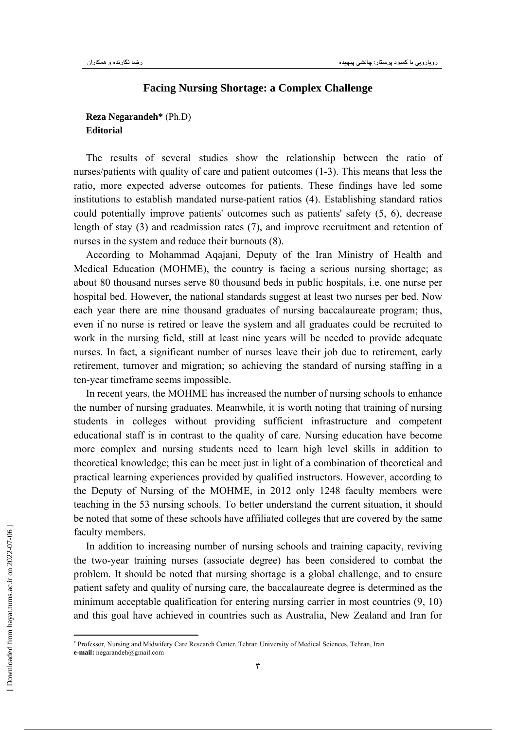# Facing Nursing Shortage: a Complex Challenge

**Reza Negarandeh*** (Ph.D)
**Editorial**

The results of several studies show the relationship between the ratio of nurses/patients with quality of care and patient outcomes (1-3). This means that less the ratio, more expected adverse outcomes for patients. These findings have led some institutions to establish mandated nurse-patient ratios (4). Establishing standard ratios could potentially improve patients' outcomes such as patients' safety (5, 6), decrease length of stay (3) and readmission rates (7), and improve recruitment and retention of nurses in the system and reduce their burnouts (8).

According to Mohammad Aqajani, Deputy of the Iran Ministry of Health and Medical Education (MOHME), the country is facing a serious nursing shortage; as about 80 thousand nurses serve 80 thousand beds in public hospitals, i.e. one nurse per hospital bed. However, the national standards suggest at least two nurses per bed. Now each year there are nine thousand graduates of nursing baccalaureate program; thus, even if no nurse is retired or leave the system and all graduates could be recruited to work in the nursing field, still at least nine years will be needed to provide adequate nurses. In fact, a significant number of nurses leave their job due to retirement, early retirement, turnover and migration; so achieving the standard of nursing staffing in a ten-year timeframe seems impossible.

In recent years, the MOHME has increased the number of nursing schools to enhance the number of nursing graduates. Meanwhile, it is worth noting that training of nursing students in colleges without providing sufficient infrastructure and competent educational staff is in contrast to the quality of care. Nursing education have become more complex and nursing students need to learn high level skills in addition to theoretical knowledge; this can be meet just in light of a combination of theoretical and practical learning experiences provided by qualified instructors. However, according to the Deputy of Nursing of the MOHME, in 2012 only 1248 faculty members were teaching in the 53 nursing schools. To better understand the current situation, it should be noted that some of these schools have affiliated colleges that are covered by the same faculty members.

In addition to increasing number of nursing schools and training capacity, reviving the two-year training nurses (associate degree) has been considered to combat the problem. It should be noted that nursing shortage is a global challenge, and to ensure patient safety and quality of nursing care, the baccalaureate degree is determined as the minimum acceptable qualification for entering nursing carrier in most countries (9, 10) and this goal have achieved in countries such as Australia, New Zealand and Iran for

---

* Professor, Nursing and Midwifery Care Research Center, Tehran University of Medical Sciences, Tehran, Iran
**e-mail:** negarandeh@gmail.com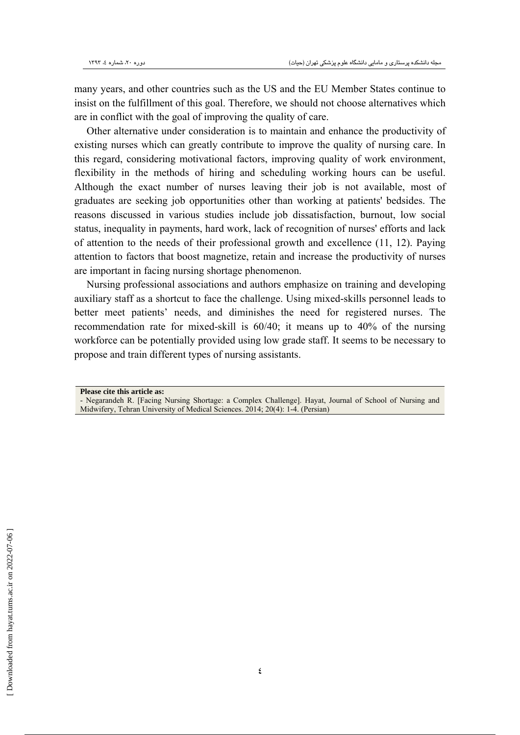many years, and other countries such as the US and the EU Member States continue to insist on the fulfillment of this goal. Therefore, we should not choose alternatives which are in conflict with the goal of improving the quality of care.

Other alternative under consideration is to maintain and enhance the productivity of existing nurses which can greatly contribute to improve the quality of nursing care. In this regard, considering motivational factors, improving quality of work environment, flexibility in the methods of hiring and scheduling working hours can be useful. Although the exact number of nurses leaving their job is not available, most of graduates are seeking job opportunities other than working at patients' bedsides. The reasons discussed in various studies include job dissatisfaction, burnout, low social status, inequality in payments, hard work, lack of recognition of nurses' efforts and lack of attention to the needs of their professional growth and excellence (11, 12). Paying attention to factors that boost magnetize, retain and increase the productivity of nurses are important in facing nursing shortage phenomenon.

Nursing professional associations and authors emphasize on training and developing auxiliary staff as a shortcut to face the challenge. Using mixed-skills personnel leads to better meet patients' needs, and diminishes the need for registered nurses. The recommendation rate for mixed-skill is 60/40; it means up to 40% of the nursing workforce can be potentially provided using low grade staff. It seems to be necessary to propose and train different types of nursing assistants.

**Please cite this article as:**
- Negarandeh R. [Facing Nursing Shortage: a Complex Challenge]. Hayat, Journal of School of Nursing and Midwifery, Tehran University of Medical Sciences. 2014; 20(4): 1-4. (Persian)